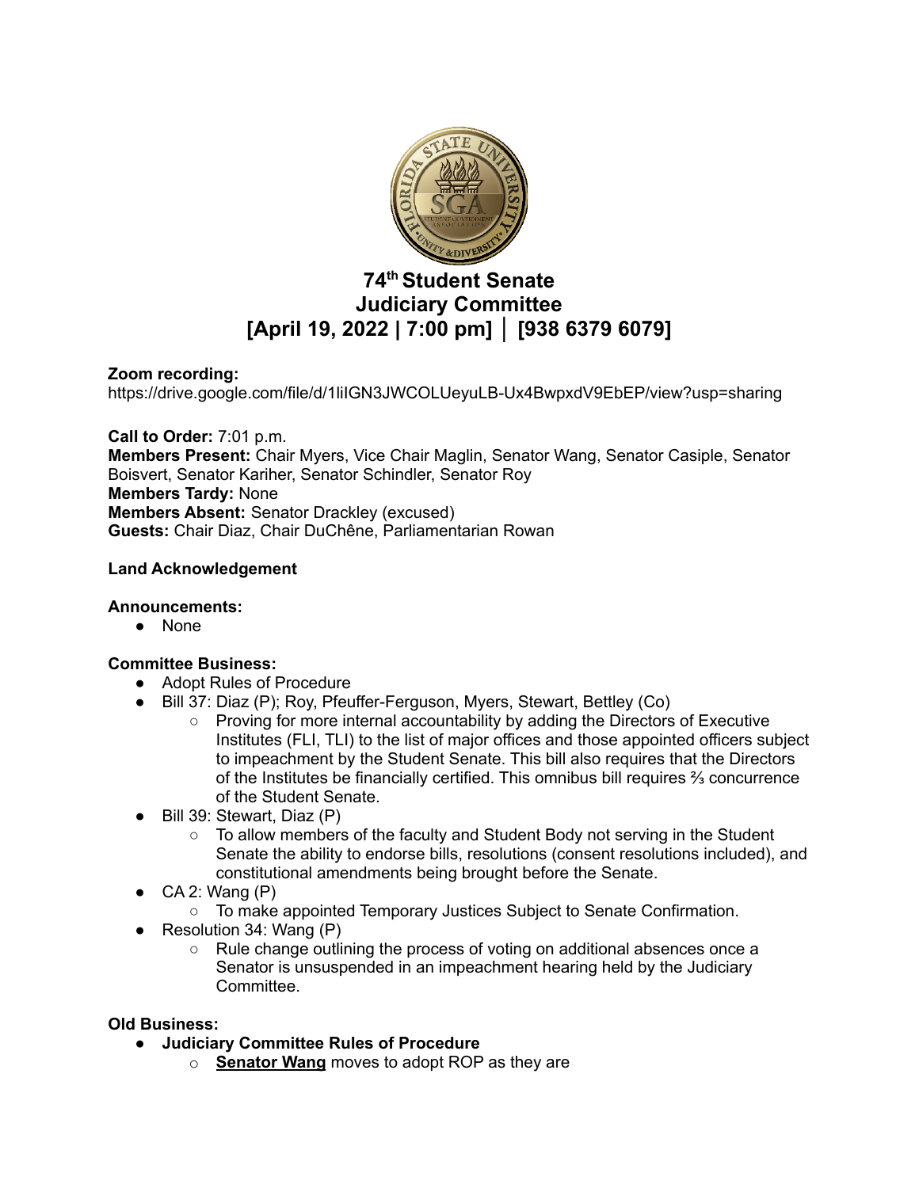# 74th Student Senate
# Judiciary Committee
# [April 19, 2022 | 7:00 pm] │ [938 6379 6079]

**Zoom recording:**
https://drive.google.com/file/d/1liIGN3JWCOLUeyuLB-Ux4BwpxdV9EbEP/view?usp=sharing

**Call to Order:** 7:01 p.m.
**Members Present:** Chair Myers, Vice Chair Maglin, Senator Wang, Senator Casiple, Senator Boisvert, Senator Kariher, Senator Schindler, Senator Roy
**Members Tardy:** None
**Members Absent:** Senator Drackley (excused)
**Guests:** Chair Diaz, Chair DuChêne, Parliamentarian Rowan

**Land Acknowledgement**

**Announcements:**
- None

**Committee Business:**
- Adopt Rules of Procedure
- Bill 37: Diaz (P); Roy, Pfeuffer-Ferguson, Myers, Stewart, Bettley (Co)
    - Proving for more internal accountability by adding the Directors of Executive Institutes (FLI, TLI) to the list of major offices and those appointed officers subject to impeachment by the Student Senate. This bill also requires that the Directors of the Institutes be financially certified. This omnibus bill requires ⅔ concurrence of the Student Senate.
- Bill 39: Stewart, Diaz (P)
    - To allow members of the faculty and Student Body not serving in the Student Senate the ability to endorse bills, resolutions (consent resolutions included), and constitutional amendments being brought before the Senate.
- CA 2: Wang (P)
    - To make appointed Temporary Justices Subject to Senate Confirmation.
- Resolution 34: Wang (P)
    - Rule change outlining the process of voting on additional absences once a Senator is unsuspended in an impeachment hearing held by the Judiciary Committee.

**Old Business:**
- **Judiciary Committee Rules of Procedure**
    - **Senator Wang** moves to adopt ROP as they are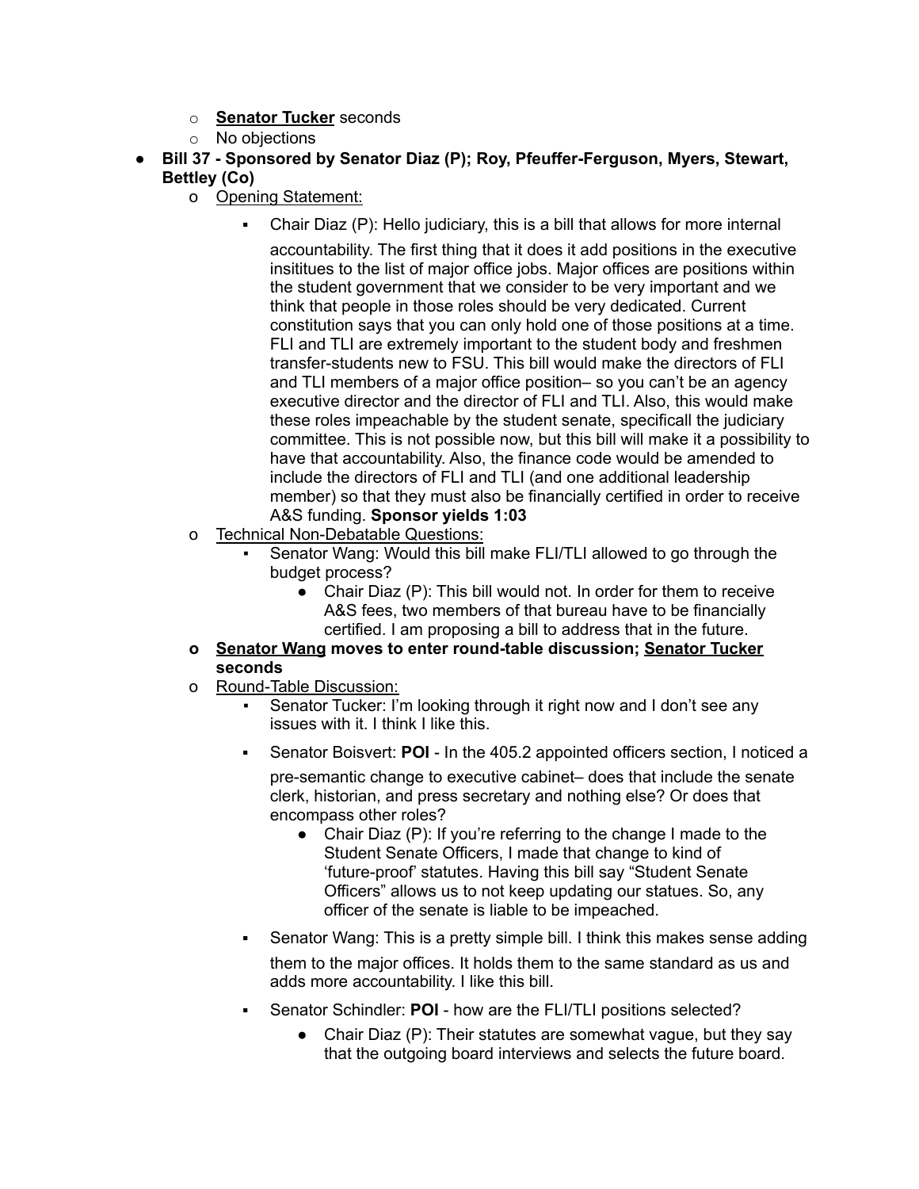- **Senator Tucker** seconds
- No objections

- **Bill 37 - Sponsored by Senator Diaz (P); Roy, Pfeuffer-Ferguson, Myers, Stewart, Bettley (Co)**
  - Opening Statement:
    - Chair Diaz (P): Hello judiciary, this is a bill that allows for more internal accountability. The first thing that it does it add positions in the executive insitiutes to the list of major office jobs. Major offices are positions within the student government that we consider to be very important and we think that people in those roles should be very dedicated. Current constitution says that you can only hold one of those positions at a time. FLI and TLI are extremely important to the student body and freshmen transfer-students new to FSU. This bill would make the directors of FLI and TLI members of a major office position– so you can't be an agency executive director and the director of FLI and TLI. Also, this would make these roles impeachable by the student senate, specificall the judiciary committee. This is not possible now, but this bill will make it a possibility to have that accountability. Also, the finance code would be amended to include the directors of FLI and TLI (and one additional leadership member) so that they must also be financially certified in order to receive A&S funding. **Sponsor yields 1:03**
  - Technical Non-Debatable Questions:
    - Senator Wang: Would this bill make FLI/TLI allowed to go through the budget process?
      - Chair Diaz (P): This bill would not. In order for them to receive A&S fees, two members of that bureau have to be financially certified. I am proposing a bill to address that in the future.
  - **Senator Wang moves to enter round-table discussion; Senator Tucker seconds**
  - Round-Table Discussion:
    - Senator Tucker: I'm looking through it right now and I don't see any issues with it. I think I like this.
    - Senator Boisvert: **POI** - In the 405.2 appointed officers section, I noticed a pre-semantic change to executive cabinet– does that include the senate clerk, historian, and press secretary and nothing else? Or does that encompass other roles?
      - Chair Diaz (P): If you're referring to the change I made to the Student Senate Officers, I made that change to kind of 'future-proof' statutes. Having this bill say "Student Senate Officers" allows us to not keep updating our statues. So, any officer of the senate is liable to be impeached.
    - Senator Wang: This is a pretty simple bill. I think this makes sense adding them to the major offices. It holds them to the same standard as us and adds more accountability. I like this bill.
    - Senator Schindler: **POI** - how are the FLI/TLI positions selected?
      - Chair Diaz (P): Their statutes are somewhat vague, but they say that the outgoing board interviews and selects the future board.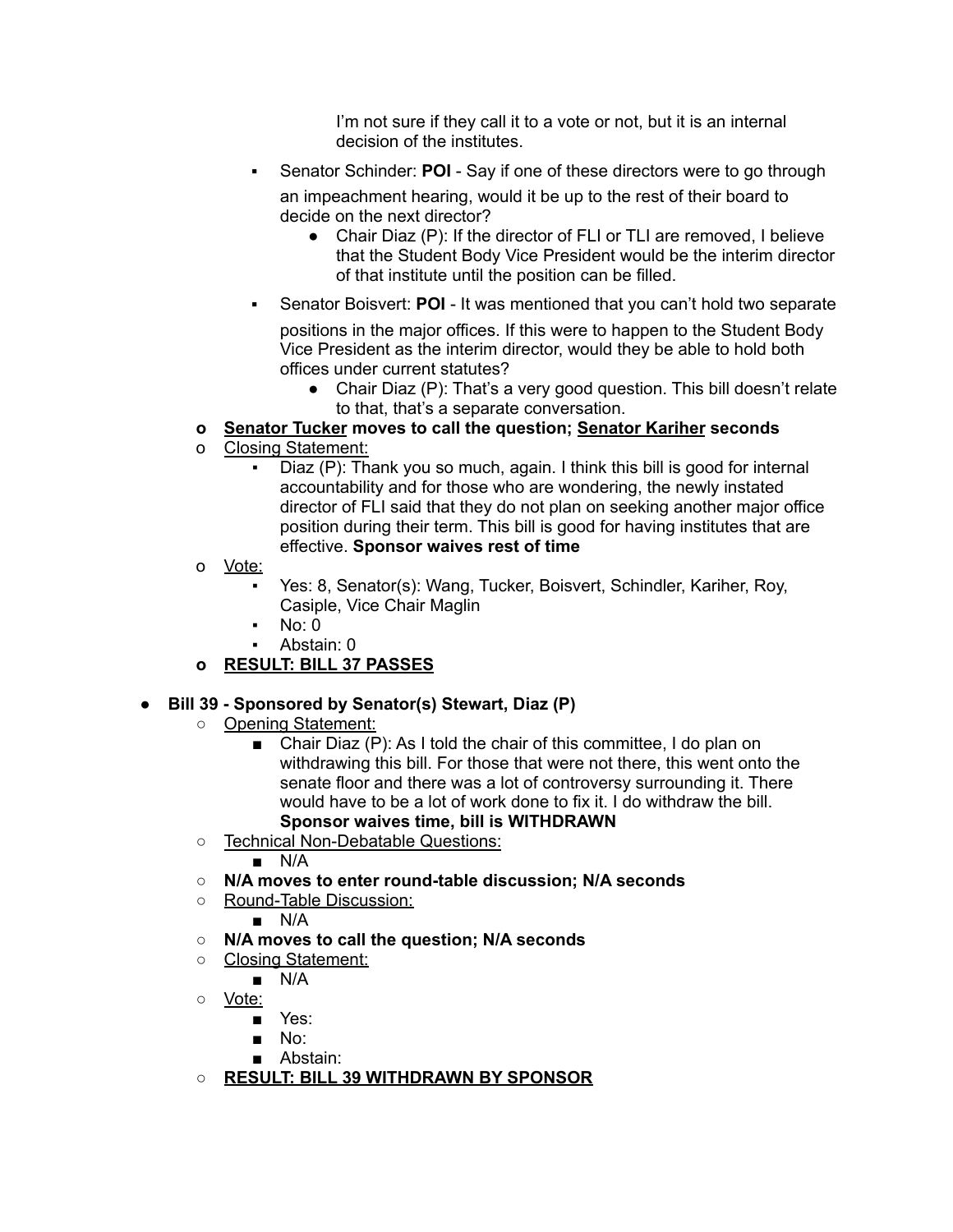I'm not sure if they call it to a vote or not, but it is an internal decision of the institutes.

    - Senator Schinder: **POI** - Say if one of these directors were to go through an impeachment hearing, would it be up to the rest of their board to decide on the next director?
        - Chair Diaz (P): If the director of FLI or TLI are removed, I believe that the Student Body Vice President would be the interim director of that institute until the position can be filled.
    - Senator Boisvert: **POI** - It was mentioned that you can't hold two separate positions in the major offices. If this were to happen to the Student Body Vice President as the interim director, would they be able to hold both offices under current statutes?
        - Chair Diaz (P): That's a very good question. This bill doesn't relate to that, that's a separate conversation.
- **<u>Senator Tucker</u> moves to call the question; <u>Senator Kariher</u> seconds**
- <u>Closing Statement:</u>
    - Diaz (P): Thank you so much, again. I think this bill is good for internal accountability and for those who are wondering, the newly instated director of FLI said that they do not plan on seeking another major office position during their term. This bill is good for having institutes that are effective. **Sponsor waives rest of time**
- <u>Vote:</u>
    - Yes: 8, Senator(s): Wang, Tucker, Boisvert, Schindler, Kariher, Roy, Casiple, Vice Chair Maglin
    - No: 0
    - Abstain: 0
- **<u>RESULT: BILL 37 PASSES</u>**

- **Bill 39 - Sponsored by Senator(s) Stewart, Diaz (P)**
    - <u>Opening Statement:</u>
        - Chair Diaz (P): As I told the chair of this committee, I do plan on withdrawing this bill. For those that were not there, this went onto the senate floor and there was a lot of controversy surrounding it. There would have to be a lot of work done to fix it. I do withdraw the bill. **Sponsor waives time, bill is WITHDRAWN**
    - <u>Technical Non-Debatable Questions:</u>
        - N/A
    - **N/A moves to enter round-table discussion; N/A seconds**
    - <u>Round-Table Discussion:</u>
        - N/A
    - **N/A moves to call the question; N/A seconds**
    - <u>Closing Statement:</u>
        - N/A
    - <u>Vote:</u>
        - Yes:
        - No:
        - Abstain:
    - **<u>RESULT: BILL 39 WITHDRAWN BY SPONSOR</u>**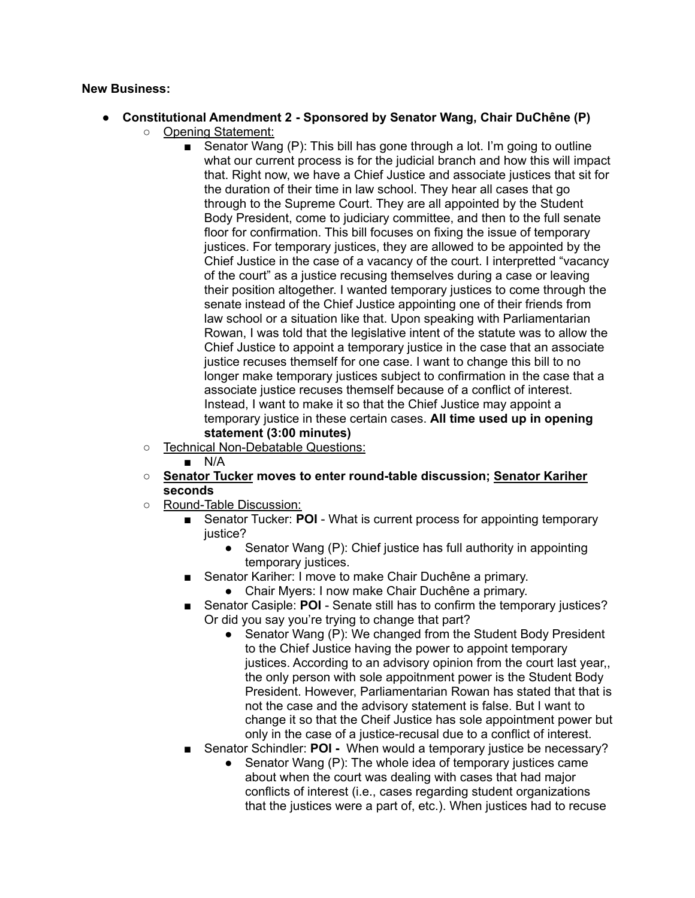**New Business:**

- **Constitutional Amendment 2 - Sponsored by Senator Wang, Chair DuChêne (P)**
    - Opening Statement:
        - Senator Wang (P): This bill has gone through a lot. I'm going to outline what our current process is for the judicial branch and how this will impact that. Right now, we have a Chief Justice and associate justices that sit for the duration of their time in law school. They hear all cases that go through to the Supreme Court. They are all appointed by the Student Body President, come to judiciary committee, and then to the full senate floor for confirmation. This bill focuses on fixing the issue of temporary justices. For temporary justices, they are allowed to be appointed by the Chief Justice in the case of a vacancy of the court. I interpretted "vacancy of the court" as a justice recusing themselves during a case or leaving their position altogether. I wanted temporary justices to come through the senate instead of the Chief Justice appointing one of their friends from law school or a situation like that. Upon speaking with Parliamentarian Rowan, I was told that the legislative intent of the statute was to allow the Chief Justice to appoint a temporary justice in the case that an associate justice recuses themself for one case. I want to change this bill to no longer make temporary justices subject to confirmation in the case that a associate justice recuses themself because of a conflict of interest. Instead, I want to make it so that the Chief Justice may appoint a temporary justice in these certain cases. **All time used up in opening statement (3:00 minutes)**
    - Technical Non-Debatable Questions:
        - N/A
    - **Senator Tucker moves to enter round-table discussion; Senator Kariher seconds**
    - Round-Table Discussion:
        - Senator Tucker: **POI** - What is current process for appointing temporary justice?
            - Senator Wang (P): Chief justice has full authority in appointing temporary justices.
        - Senator Kariher: I move to make Chair Duchêne a primary.
            - Chair Myers: I now make Chair Duchêne a primary.
        - Senator Casiple: **POI** - Senate still has to confirm the temporary justices? Or did you say you're trying to change that part?
            - Senator Wang (P): We changed from the Student Body President to the Chief Justice having the power to appoint temporary justices. According to an advisory opinion from the court last year,, the only person with sole appoitnment power is the Student Body President. However, Parliamentarian Rowan has stated that that is not the case and the advisory statement is false. But I want to change it so that the Cheif Justice has sole appointment power but only in the case of a justice-recusal due to a conflict of interest.
        - Senator Schindler: **POI -** When would a temporary justice be necessary?
            - Senator Wang (P): The whole idea of temporary justices came about when the court was dealing with cases that had major conflicts of interest (i.e., cases regarding student organizations that the justices were a part of, etc.). When justices had to recuse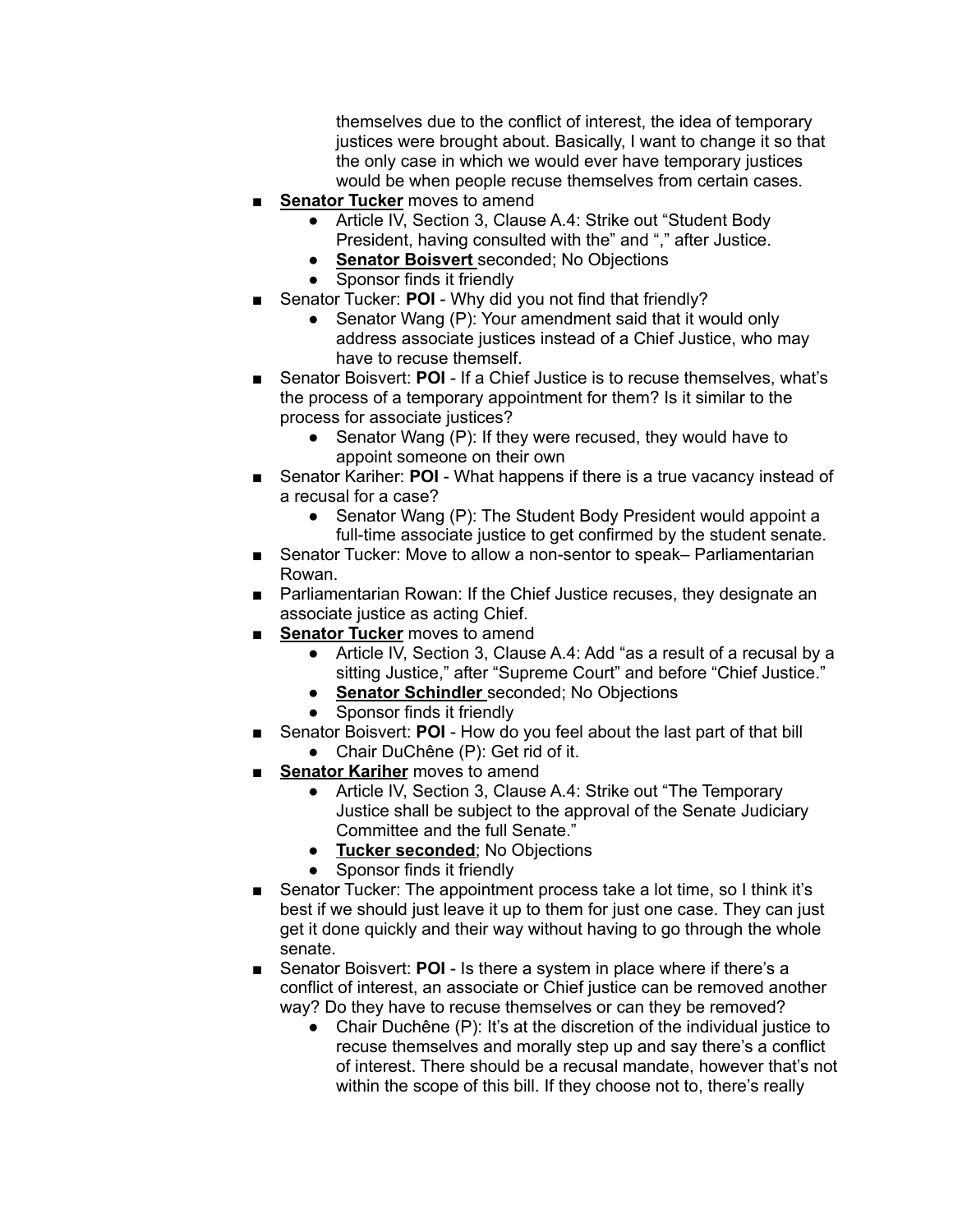themselves due to the conflict of interest, the idea of temporary justices were brought about. Basically, I want to change it so that the only case in which we would ever have temporary justices would be when people recuse themselves from certain cases.

- **Senator Tucker** moves to amend
    - Article IV, Section 3, Clause A.4: Strike out "Student Body President, having consulted with the" and "," after Justice.
    - **Senator Boisvert** seconded; No Objections
    - Sponsor finds it friendly
- Senator Tucker: **POI** - Why did you not find that friendly?
    - Senator Wang (P): Your amendment said that it would only address associate justices instead of a Chief Justice, who may have to recuse themself.
- Senator Boisvert: **POI** - If a Chief Justice is to recuse themselves, what's the process of a temporary appointment for them? Is it similar to the process for associate justices?
    - Senator Wang (P): If they were recused, they would have to appoint someone on their own
- Senator Kariher: **POI** - What happens if there is a true vacancy instead of a recusal for a case?
    - Senator Wang (P): The Student Body President would appoint a full-time associate justice to get confirmed by the student senate.
- Senator Tucker: Move to allow a non-sentor to speak– Parliamentarian Rowan.
- Parliamentarian Rowan: If the Chief Justice recuses, they designate an associate justice as acting Chief.
- **Senator Tucker** moves to amend
    - Article IV, Section 3, Clause A.4: Add "as a result of a recusal by a sitting Justice," after "Supreme Court" and before "Chief Justice."
    - **Senator Schindler** seconded; No Objections
    - Sponsor finds it friendly
- Senator Boisvert: **POI** - How do you feel about the last part of that bill
    - Chair DuChêne (P): Get rid of it.
- **Senator Kariher** moves to amend
    - Article IV, Section 3, Clause A.4: Strike out "The Temporary Justice shall be subject to the approval of the Senate Judiciary Committee and the full Senate."
    - **Tucker seconded**; No Objections
    - Sponsor finds it friendly
- Senator Tucker: The appointment process take a lot time, so I think it's best if we should just leave it up to them for just one case. They can just get it done quickly and their way without having to go through the whole senate.
- Senator Boisvert: **POI** - Is there a system in place where if there's a conflict of interest, an associate or Chief justice can be removed another way? Do they have to recuse themselves or can they be removed?
    - Chair Duchêne (P): It's at the discretion of the individual justice to recuse themselves and morally step up and say there's a conflict of interest. There should be a recusal mandate, however that's not within the scope of this bill. If they choose not to, there's really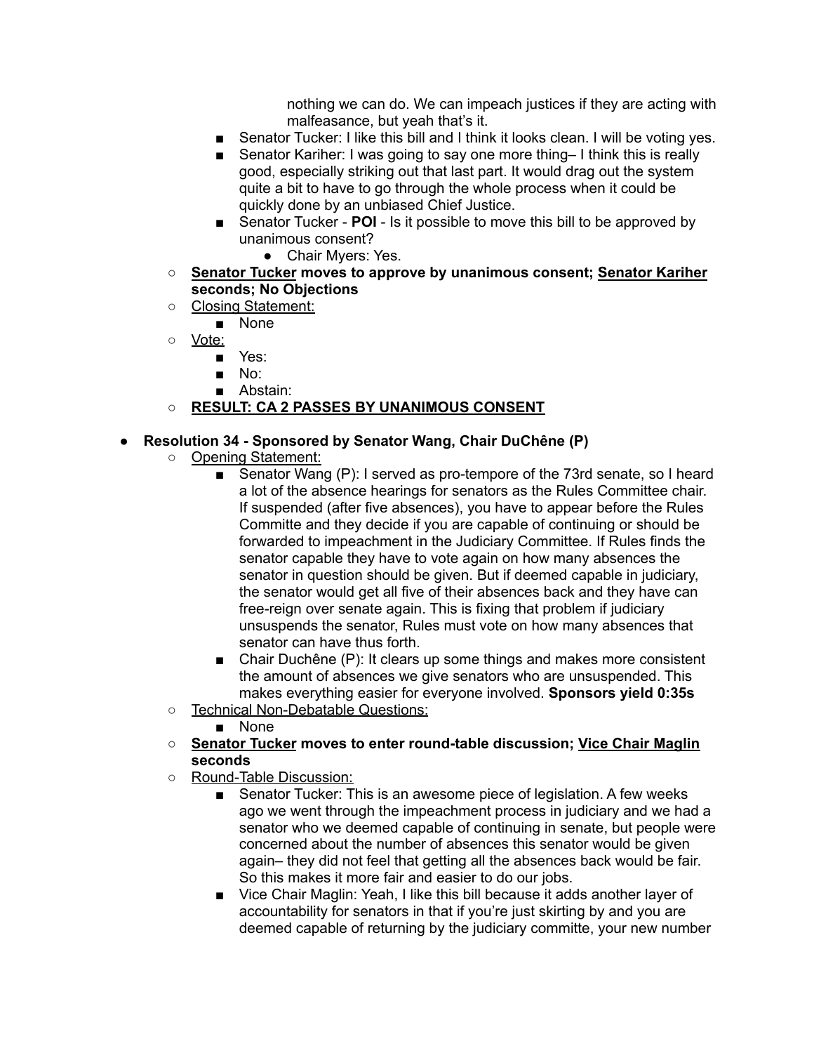- nothing we can do. We can impeach justices if they are acting with malfeasance, but yeah that's it.
    - Senator Tucker: I like this bill and I think it looks clean. I will be voting yes.
    - Senator Kariher: I was going to say one more thing– I think this is really good, especially striking out that last part. It would drag out the system quite a bit to have to go through the whole process when it could be quickly done by an unbiased Chief Justice.
    - Senator Tucker - **POI** - Is it possible to move this bill to be approved by unanimous consent?
        - Chair Myers: Yes.
  - **<u>Senator Tucker</u> moves to approve by unanimous consent; <u>Senator Kariher</u> seconds; No Objections**
  - <u>Closing Statement:</u>
    - None
  - <u>Vote:</u>
    - Yes:
    - No:
    - Abstain:
  - **<u>RESULT: CA 2 PASSES BY UNANIMOUS CONSENT</u>**

- **Resolution 34 - Sponsored by Senator Wang, Chair DuChêne (P)**
  - <u>Opening Statement:</u>
    - Senator Wang (P): I served as pro-tempore of the 73rd senate, so I heard a lot of the absence hearings for senators as the Rules Committee chair. If suspended (after five absences), you have to appear before the Rules Committe and they decide if you are capable of continuing or should be forwarded to impeachment in the Judiciary Committee. If Rules finds the senator capable they have to vote again on how many absences the senator in question should be given. But if deemed capable in judiciary, the senator would get all five of their absences back and they have can free-reign over senate again. This is fixing that problem if judiciary unsuspends the senator, Rules must vote on how many absences that senator can have thus forth.
    - Chair Duchêne (P): It clears up some things and makes more consistent the amount of absences we give senators who are unsuspended. This makes everything easier for everyone involved. **Sponsors yield 0:35s**
  - <u>Technical Non-Debatable Questions:</u>
    - None
  - **<u>Senator Tucker</u> moves to enter round-table discussion; <u>Vice Chair Maglin</u> seconds**
  - <u>Round-Table Discussion:</u>
    - Senator Tucker: This is an awesome piece of legislation. A few weeks ago we went through the impeachment process in judiciary and we had a senator who we deemed capable of continuing in senate, but people were concerned about the number of absences this senator would be given again– they did not feel that getting all the absences back would be fair. So this makes it more fair and easier to do our jobs.
    - Vice Chair Maglin: Yeah, I like this bill because it adds another layer of accountability for senators in that if you're just skirting by and you are deemed capable of returning by the judiciary committe, your new number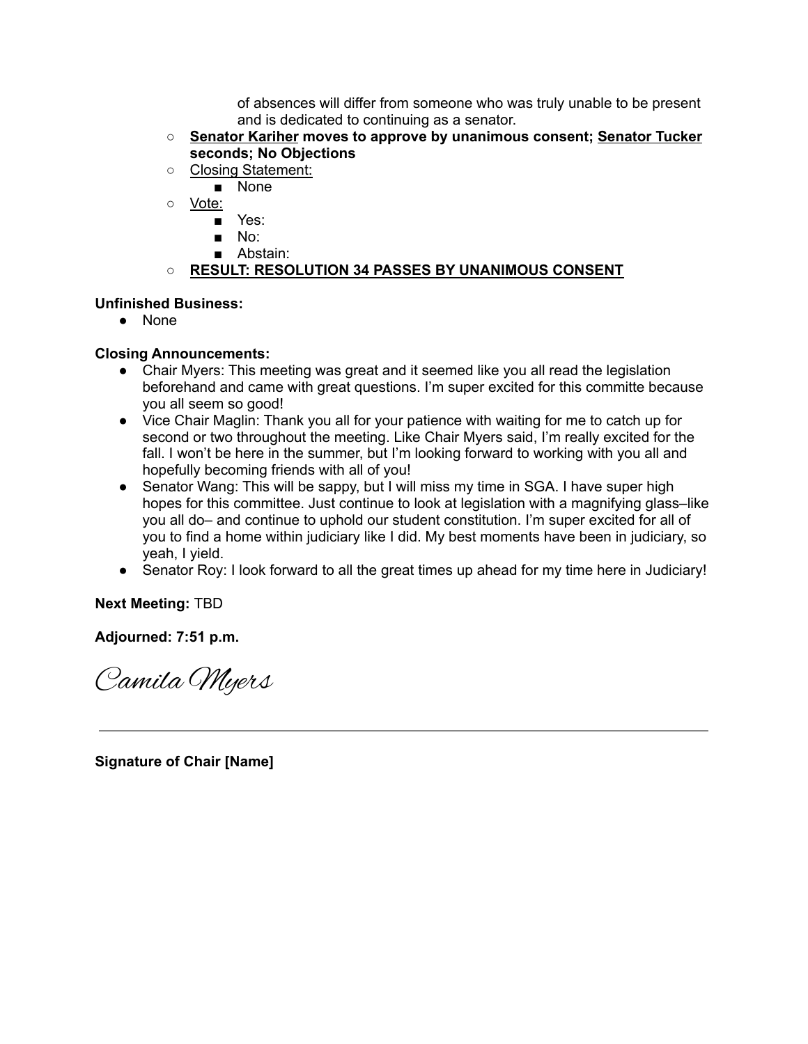of absences will differ from someone who was truly unable to be present and is dedicated to continuing as a senator.
- **Senator Kariher moves to approve by unanimous consent; Senator Tucker seconds; No Objections**
- Closing Statement:
  - None
- Vote:
  - Yes:
  - No:
  - Abstain:
- **RESULT: RESOLUTION 34 PASSES BY UNANIMOUS CONSENT**

**Unfinished Business:**

- None

**Closing Announcements:**

- Chair Myers: This meeting was great and it seemed like you all read the legislation beforehand and came with great questions. I'm super excited for this committe because you all seem so good!
- Vice Chair Maglin: Thank you all for your patience with waiting for me to catch up for second or two throughout the meeting. Like Chair Myers said, I'm really excited for the fall. I won't be here in the summer, but I'm looking forward to working with you all and hopefully becoming friends with all of you!
- Senator Wang: This will be sappy, but I will miss my time in SGA. I have super high hopes for this committee. Just continue to look at legislation with a magnifying glass–like you all do– and continue to uphold our student constitution. I'm super excited for all of you to find a home within judiciary like I did. My best moments have been in judiciary, so yeah, I yield.
- Senator Roy: I look forward to all the great times up ahead for my time here in Judiciary!

**Next Meeting:** TBD

**Adjourned: 7:51 p.m.**

Camila Myers

---

**Signature of Chair [Name]**